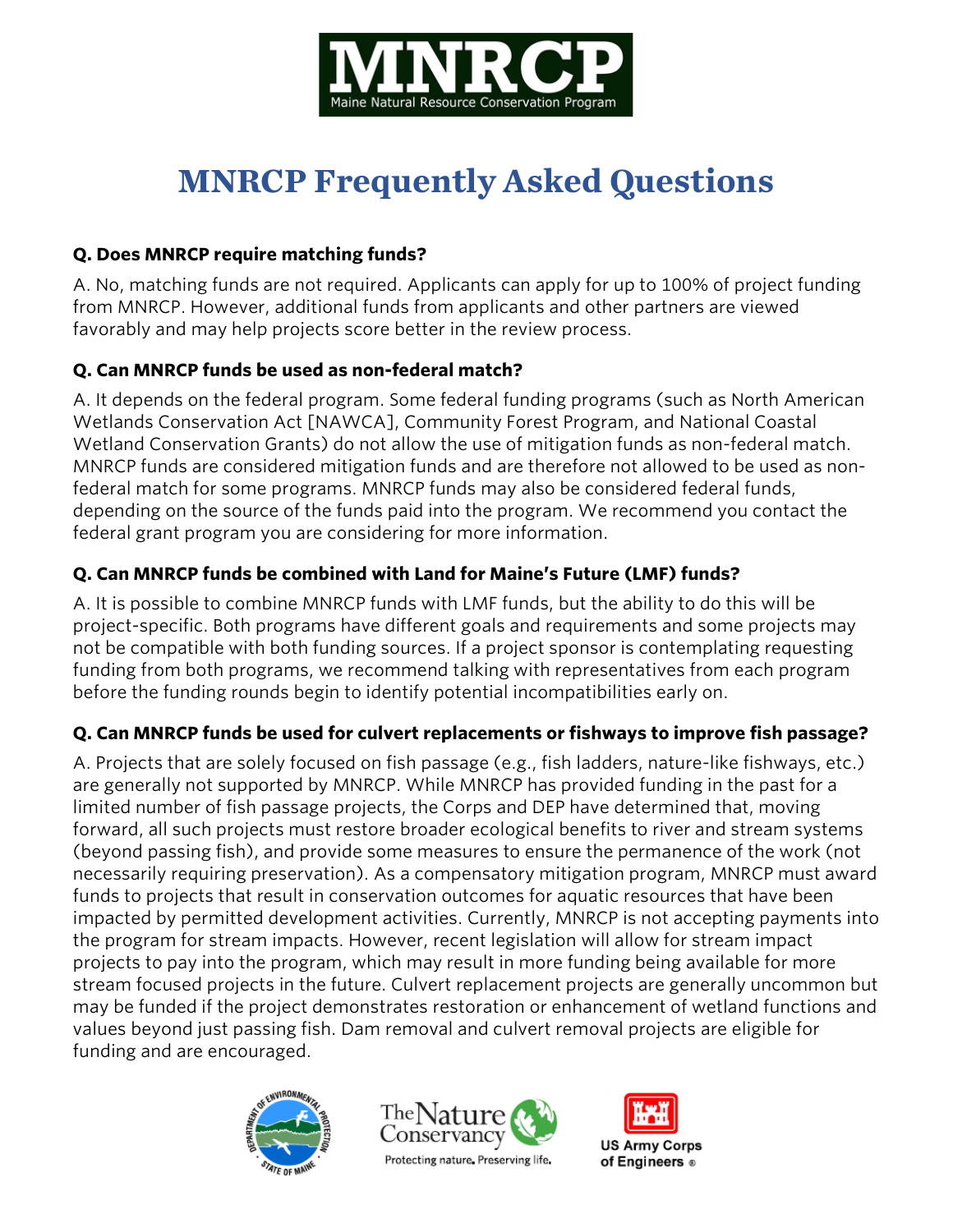# MNRCP Frequently Asked Questions

**Q. Does MNRCP require matching funds?**

A. No, matching funds are not required. Applicants can apply for up to 100% of project funding from MNRCP. However, additional funds from applicants and other partners are viewed favorably and may help projects score better in the review process.

**Q. Can MNRCP funds be used as non-federal match?**

A. It depends on the federal program. Some federal funding programs (such as North American Wetlands Conservation Act [NAWCA], Community Forest Program, and National Coastal Wetland Conservation Grants) do not allow the use of mitigation funds as non-federal match. MNRCP funds are considered mitigation funds and are therefore not allowed to be used as non-federal match for some programs. MNRCP funds may also be considered federal funds, depending on the source of the funds paid into the program. We recommend you contact the federal grant program you are considering for more information.

**Q. Can MNRCP funds be combined with Land for Maine's Future (LMF) funds?**

A. It is possible to combine MNRCP funds with LMF funds, but the ability to do this will be project-specific. Both programs have different goals and requirements and some projects may not be compatible with both funding sources. If a project sponsor is contemplating requesting funding from both programs, we recommend talking with representatives from each program before the funding rounds begin to identify potential incompatibilities early on.

**Q. Can MNRCP funds be used for culvert replacements or fishways to improve fish passage?**

A. Projects that are solely focused on fish passage (e.g., fish ladders, nature-like fishways, etc.) are generally not supported by MNRCP. While MNRCP has provided funding in the past for a limited number of fish passage projects, the Corps and DEP have determined that, moving forward, all such projects must restore broader ecological benefits to river and stream systems (beyond passing fish), and provide some measures to ensure the permanence of the work (not necessarily requiring preservation). As a compensatory mitigation program, MNRCP must award funds to projects that result in conservation outcomes for aquatic resources that have been impacted by permitted development activities. Currently, MNRCP is not accepting payments into the program for stream impacts. However, recent legislation will allow for stream impact projects to pay into the program, which may result in more funding being available for more stream focused projects in the future. Culvert replacement projects are generally uncommon but may be funded if the project demonstrates restoration or enhancement of wetland functions and values beyond just passing fish. Dam removal and culvert removal projects are eligible for funding and are encouraged.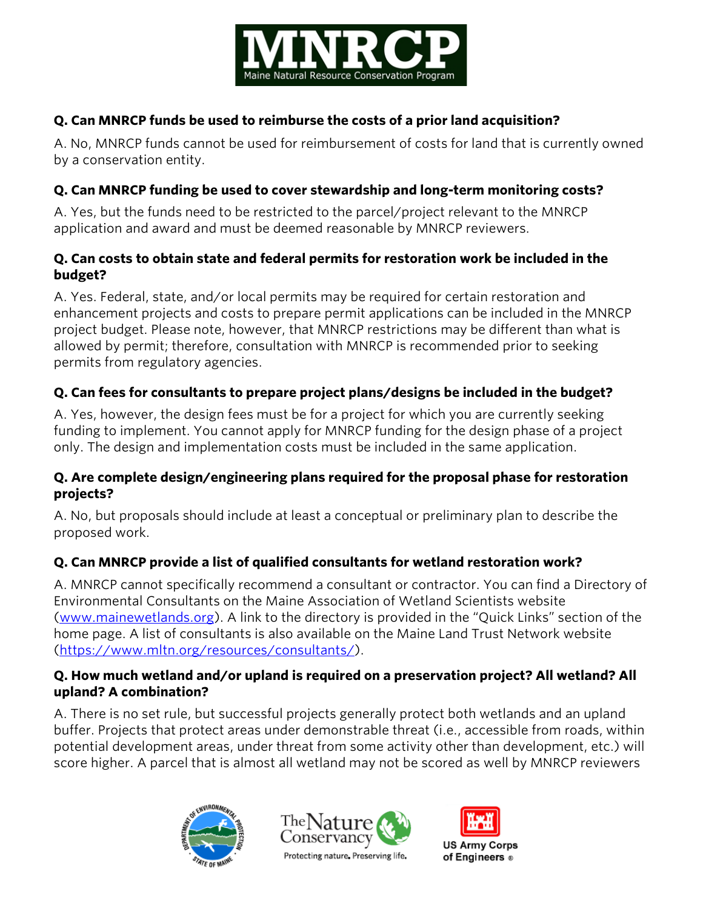**Q. Can MNRCP funds be used to reimburse the costs of a prior land acquisition?**

A. No, MNRCP funds cannot be used for reimbursement of costs for land that is currently owned by a conservation entity.

**Q. Can MNRCP funding be used to cover stewardship and long-term monitoring costs?**

A. Yes, but the funds need to be restricted to the parcel/project relevant to the MNRCP application and award and must be deemed reasonable by MNRCP reviewers.

**Q. Can costs to obtain state and federal permits for restoration work be included in the budget?**

A. Yes. Federal, state, and/or local permits may be required for certain restoration and enhancement projects and costs to prepare permit applications can be included in the MNRCP project budget. Please note, however, that MNRCP restrictions may be different than what is allowed by permit; therefore, consultation with MNRCP is recommended prior to seeking permits from regulatory agencies.

**Q. Can fees for consultants to prepare project plans/designs be included in the budget?**

A. Yes, however, the design fees must be for a project for which you are currently seeking funding to implement. You cannot apply for MNRCP funding for the design phase of a project only. The design and implementation costs must be included in the same application.

**Q. Are complete design/engineering plans required for the proposal phase for restoration projects?**

A. No, but proposals should include at least a conceptual or preliminary plan to describe the proposed work.

**Q. Can MNRCP provide a list of qualified consultants for wetland restoration work?**

A. MNRCP cannot specifically recommend a consultant or contractor. You can find a Directory of Environmental Consultants on the Maine Association of Wetland Scientists website (www.mainewetlands.org). A link to the directory is provided in the "Quick Links" section of the home page. A list of consultants is also available on the Maine Land Trust Network website (https://www.mltn.org/resources/consultants/).

**Q. How much wetland and/or upland is required on a preservation project? All wetland? All upland? A combination?**

A. There is no set rule, but successful projects generally protect both wetlands and an upland buffer. Projects that protect areas under demonstrable threat (i.e., accessible from roads, within potential development areas, under threat from some activity other than development, etc.) will score higher. A parcel that is almost all wetland may not be scored as well by MNRCP reviewers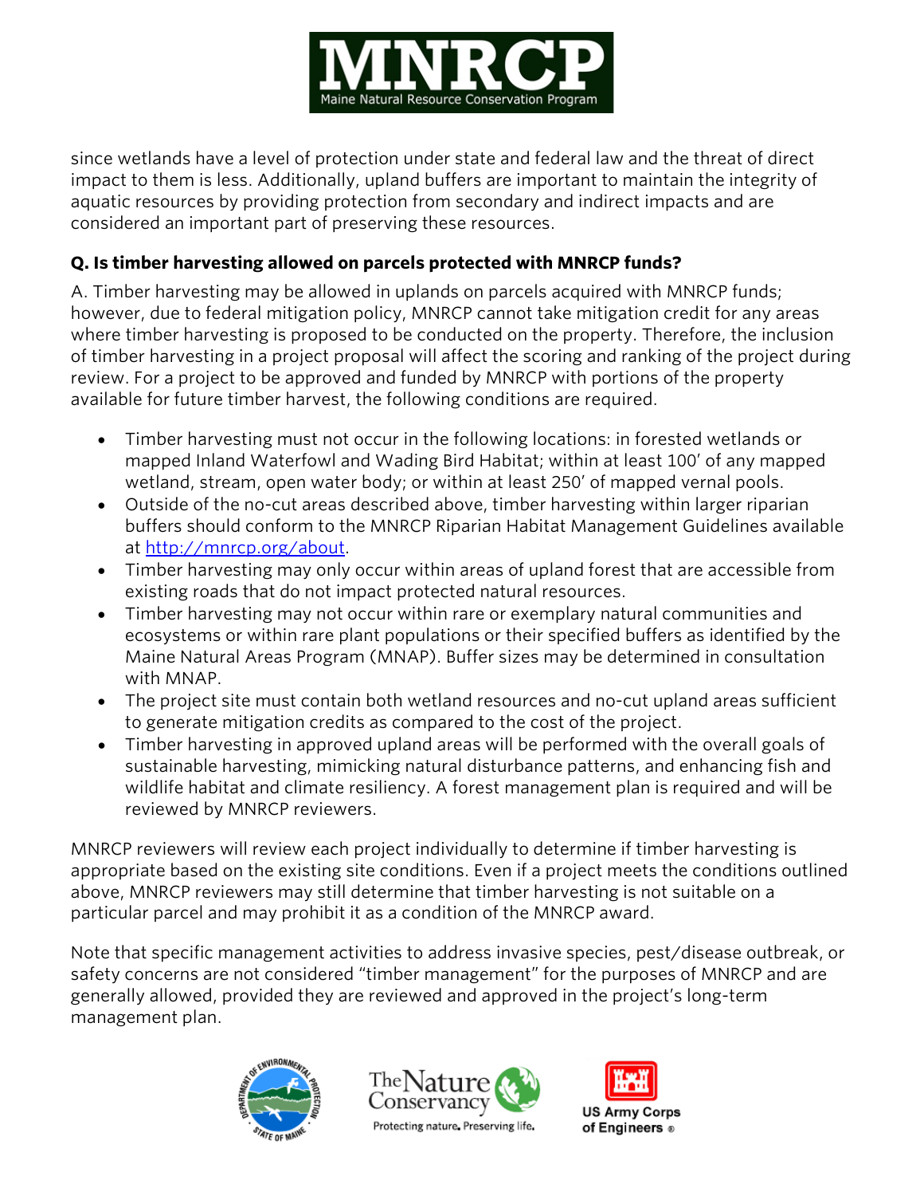since wetlands have a level of protection under state and federal law and the threat of direct impact to them is less. Additionally, upland buffers are important to maintain the integrity of aquatic resources by providing protection from secondary and indirect impacts and are considered an important part of preserving these resources.

**Q. Is timber harvesting allowed on parcels protected with MNRCP funds?**

A. Timber harvesting may be allowed in uplands on parcels acquired with MNRCP funds; however, due to federal mitigation policy, MNRCP cannot take mitigation credit for any areas where timber harvesting is proposed to be conducted on the property. Therefore, the inclusion of timber harvesting in a project proposal will affect the scoring and ranking of the project during review. For a project to be approved and funded by MNRCP with portions of the property available for future timber harvest, the following conditions are required.

- Timber harvesting must not occur in the following locations: in forested wetlands or mapped Inland Waterfowl and Wading Bird Habitat; within at least 100′ of any mapped wetland, stream, open water body; or within at least 250′ of mapped vernal pools.
- Outside of the no-cut areas described above, timber harvesting within larger riparian buffers should conform to the MNRCP Riparian Habitat Management Guidelines available at [http://mnrcp.org/about](http://mnrcp.org/about).
- Timber harvesting may only occur within areas of upland forest that are accessible from existing roads that do not impact protected natural resources.
- Timber harvesting may not occur within rare or exemplary natural communities and ecosystems or within rare plant populations or their specified buffers as identified by the Maine Natural Areas Program (MNAP). Buffer sizes may be determined in consultation with MNAP.
- The project site must contain both wetland resources and no-cut upland areas sufficient to generate mitigation credits as compared to the cost of the project.
- Timber harvesting in approved upland areas will be performed with the overall goals of sustainable harvesting, mimicking natural disturbance patterns, and enhancing fish and wildlife habitat and climate resiliency. A forest management plan is required and will be reviewed by MNRCP reviewers.

MNRCP reviewers will review each project individually to determine if timber harvesting is appropriate based on the existing site conditions. Even if a project meets the conditions outlined above, MNRCP reviewers may still determine that timber harvesting is not suitable on a particular parcel and may prohibit it as a condition of the MNRCP award.

Note that specific management activities to address invasive species, pest/disease outbreak, or safety concerns are not considered "timber management" for the purposes of MNRCP and are generally allowed, provided they are reviewed and approved in the project's long-term management plan.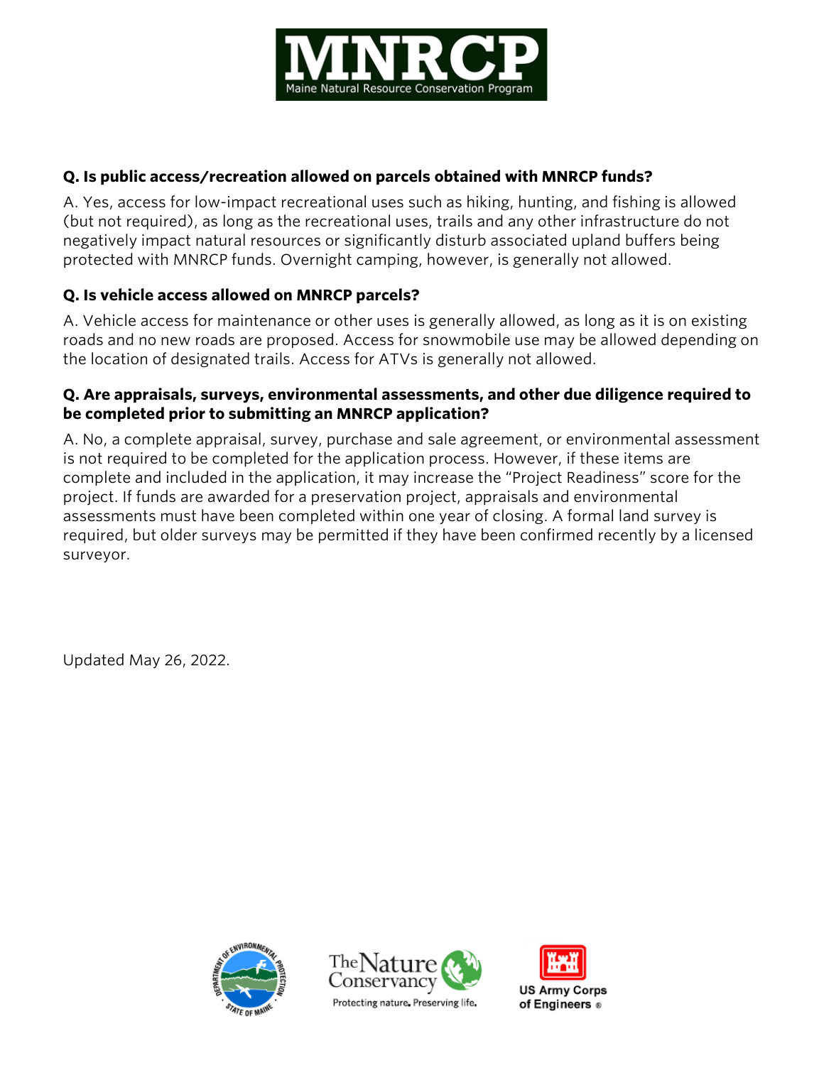**Q. Is public access/recreation allowed on parcels obtained with MNRCP funds?**

A. Yes, access for low-impact recreational uses such as hiking, hunting, and fishing is allowed (but not required), as long as the recreational uses, trails and any other infrastructure do not negatively impact natural resources or significantly disturb associated upland buffers being protected with MNRCP funds. Overnight camping, however, is generally not allowed.

**Q. Is vehicle access allowed on MNRCP parcels?**

A. Vehicle access for maintenance or other uses is generally allowed, as long as it is on existing roads and no new roads are proposed. Access for snowmobile use may be allowed depending on the location of designated trails. Access for ATVs is generally not allowed.

**Q. Are appraisals, surveys, environmental assessments, and other due diligence required to be completed prior to submitting an MNRCP application?**

A. No, a complete appraisal, survey, purchase and sale agreement, or environmental assessment is not required to be completed for the application process. However, if these items are complete and included in the application, it may increase the "Project Readiness" score for the project. If funds are awarded for a preservation project, appraisals and environmental assessments must have been completed within one year of closing. A formal land survey is required, but older surveys may be permitted if they have been confirmed recently by a licensed surveyor.

Updated May 26, 2022.